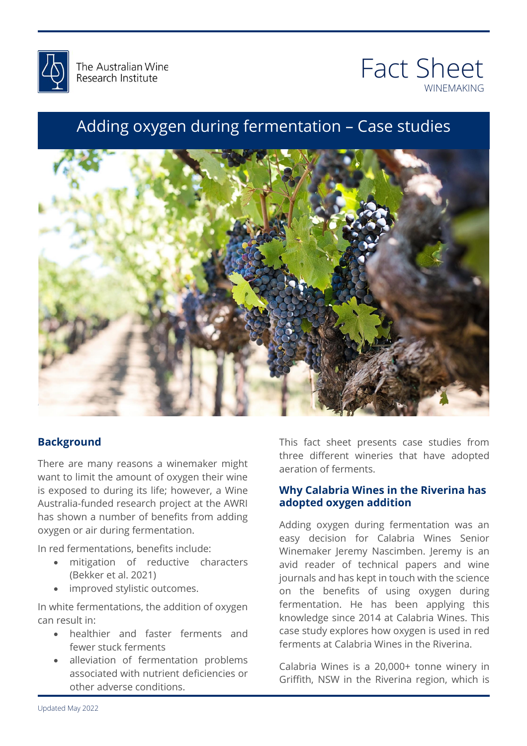The Australian Wine Research Institute

# Fact Sheet

WINEMAKING

# Adding oxygen during fermentation – Case studies

## Background

There are many reasons a winemaker might want to limit the amount of oxygen their wine is exposed to during its life; however, a Wine Australia-funded research project at the AWRI has shown a number of benefits from adding oxygen or air during fermentation.

In red fermentations, benefits include:

- mitigation of reductive characters (Bekker et al. 2021)
- improved stylistic outcomes.

In white fermentations, the addition of oxygen can result in:

- healthier and faster ferments and fewer stuck ferments
- alleviation of fermentation problems associated with nutrient deficiencies or other adverse conditions.

This fact sheet presents case studies from three different wineries that have adopted aeration of ferments.

## Why Calabria Wines in the Riverina has adopted oxygen addition

Adding oxygen during fermentation was an easy decision for Calabria Wines Senior Winemaker Jeremy Nascimben. Jeremy is an avid reader of technical papers and wine journals and has kept in touch with the science on the benefits of using oxygen during fermentation. He has been applying this knowledge since 2014 at Calabria Wines. This case study explores how oxygen is used in red ferments at Calabria Wines in the Riverina.

Calabria Wines is a 20,000+ tonne winery in Griffith, NSW in the Riverina region, which is

Updated May 2022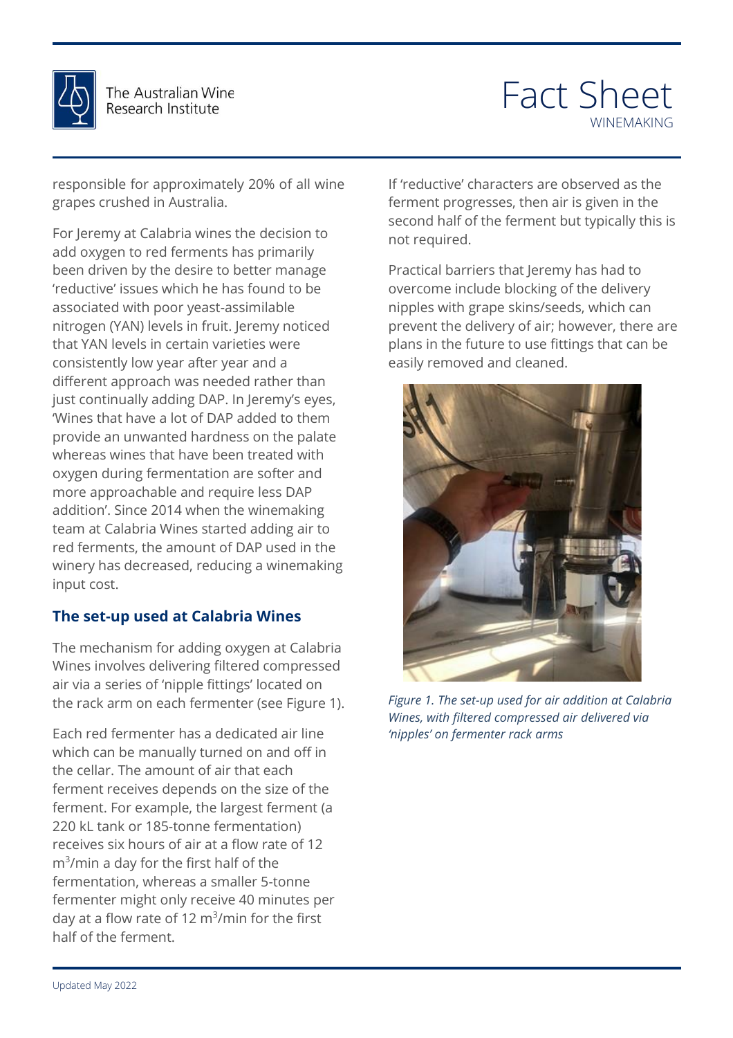responsible for approximately 20% of all wine grapes crushed in Australia.

For Jeremy at Calabria wines the decision to add oxygen to red ferments has primarily been driven by the desire to better manage 'reductive' issues which he has found to be associated with poor yeast-assimilable nitrogen (YAN) levels in fruit. Jeremy noticed that YAN levels in certain varieties were consistently low year after year and a different approach was needed rather than just continually adding DAP. In Jeremy's eyes, 'Wines that have a lot of DAP added to them provide an unwanted hardness on the palate whereas wines that have been treated with oxygen during fermentation are softer and more approachable and require less DAP addition'. Since 2014 when the winemaking team at Calabria Wines started adding air to red ferments, the amount of DAP used in the winery has decreased, reducing a winemaking input cost.

### The set-up used at Calabria Wines

The mechanism for adding oxygen at Calabria Wines involves delivering filtered compressed air via a series of 'nipple fittings' located on the rack arm on each fermenter (see Figure 1).

Each red fermenter has a dedicated air line which can be manually turned on and off in the cellar. The amount of air that each ferment receives depends on the size of the ferment. For example, the largest ferment (a 220 kL tank or 185-tonne fermentation) receives six hours of air at a flow rate of 12 $m^3$/min a day for the first half of the fermentation, whereas a smaller 5-tonne fermenter might only receive 40 minutes per day at a flow rate of 12 $m^3$/min for the first half of the ferment.

If 'reductive' characters are observed as the ferment progresses, then air is given in the second half of the ferment but typically this is not required.

Practical barriers that Jeremy has had to overcome include blocking of the delivery nipples with grape skins/seeds, which can prevent the delivery of air; however, there are plans in the future to use fittings that can be easily removed and cleaned.

*Figure 1. The set-up used for air addition at Calabria Wines, with filtered compressed air delivered via 'nipples' on fermenter rack arms*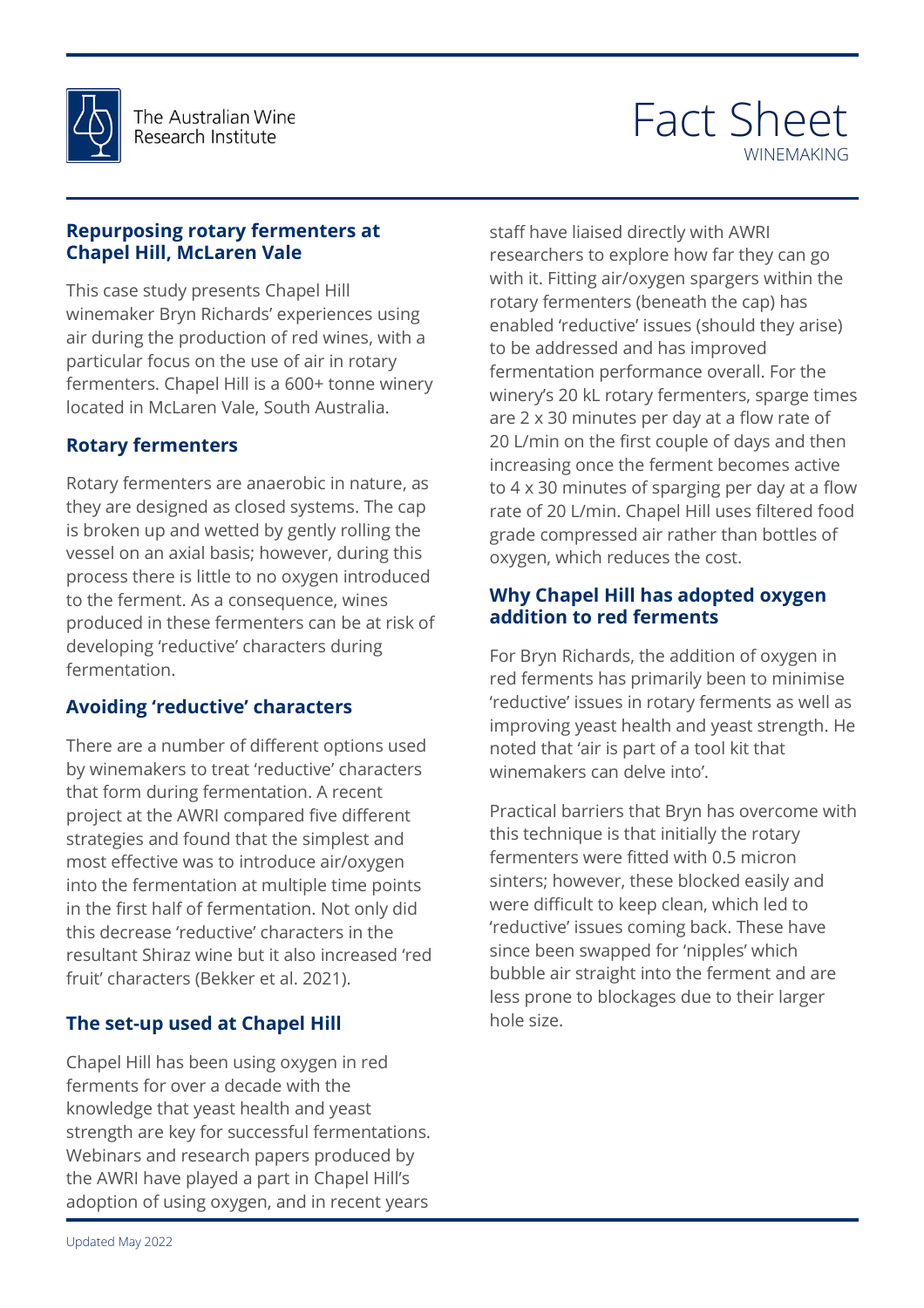# Fact Sheet

WINEMAKING

## Repurposing rotary fermenters at Chapel Hill, McLaren Vale

This case study presents Chapel Hill winemaker Bryn Richards' experiences using air during the production of red wines, with a particular focus on the use of air in rotary fermenters. Chapel Hill is a 600+ tonne winery located in McLaren Vale, South Australia.

### Rotary fermenters

Rotary fermenters are anaerobic in nature, as they are designed as closed systems. The cap is broken up and wetted by gently rolling the vessel on an axial basis; however, during this process there is little to no oxygen introduced to the ferment. As a consequence, wines produced in these fermenters can be at risk of developing 'reductive' characters during fermentation.

### Avoiding 'reductive' characters

There are a number of different options used by winemakers to treat 'reductive' characters that form during fermentation. A recent project at the AWRI compared five different strategies and found that the simplest and most effective was to introduce air/oxygen into the fermentation at multiple time points in the first half of fermentation. Not only did this decrease 'reductive' characters in the resultant Shiraz wine but it also increased 'red fruit' characters (Bekker et al. 2021).

### The set-up used at Chapel Hill

Chapel Hill has been using oxygen in red ferments for over a decade with the knowledge that yeast health and yeast strength are key for successful fermentations. Webinars and research papers produced by the AWRI have played a part in Chapel Hill's adoption of using oxygen, and in recent years staff have liaised directly with AWRI researchers to explore how far they can go with it. Fitting air/oxygen spargers within the rotary fermenters (beneath the cap) has enabled 'reductive' issues (should they arise) to be addressed and has improved fermentation performance overall. For the winery's 20 kL rotary fermenters, sparge times are 2 x 30 minutes per day at a flow rate of 20 L/min on the first couple of days and then increasing once the ferment becomes active to 4 x 30 minutes of sparging per day at a flow rate of 20 L/min. Chapel Hill uses filtered food grade compressed air rather than bottles of oxygen, which reduces the cost.

### Why Chapel Hill has adopted oxygen addition to red ferments

For Bryn Richards, the addition of oxygen in red ferments has primarily been to minimise 'reductive' issues in rotary ferments as well as improving yeast health and yeast strength. He noted that 'air is part of a tool kit that winemakers can delve into'.

Practical barriers that Bryn has overcome with this technique is that initially the rotary fermenters were fitted with 0.5 micron sinters; however, these blocked easily and were difficult to keep clean, which led to 'reductive' issues coming back. These have since been swapped for 'nipples' which bubble air straight into the ferment and are less prone to blockages due to their larger hole size.

Updated May 2022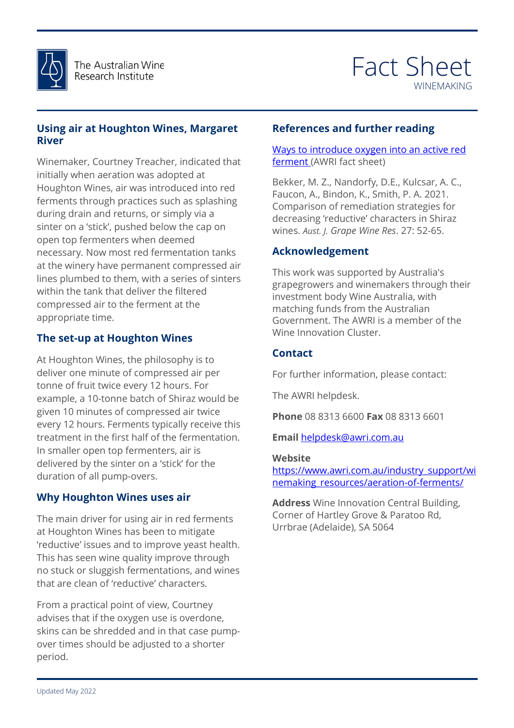## Using air at Houghton Wines, Margaret River

Winemaker, Courtney Treacher, indicated that initially when aeration was adopted at Houghton Wines, air was introduced into red ferments through practices such as splashing during drain and returns, or simply via a sinter on a 'stick', pushed below the cap on open top fermenters when deemed necessary. Now most red fermentation tanks at the winery have permanent compressed air lines plumbed to them, with a series of sinters within the tank that deliver the filtered compressed air to the ferment at the appropriate time.

## The set-up at Houghton Wines

At Houghton Wines, the philosophy is to deliver one minute of compressed air per tonne of fruit twice every 12 hours. For example, a 10-tonne batch of Shiraz would be given 10 minutes of compressed air twice every 12 hours. Ferments typically receive this treatment in the first half of the fermentation. In smaller open top fermenters, air is delivered by the sinter on a 'stick' for the duration of all pump-overs.

## Why Houghton Wines uses air

The main driver for using air in red ferments at Houghton Wines has been to mitigate 'reductive' issues and to improve yeast health. This has seen wine quality improve through no stuck or sluggish fermentations, and wines that are clean of 'reductive' characters.

From a practical point of view, Courtney advises that if the oxygen use is overdone, skins can be shredded and in that case pump-over times should be adjusted to a shorter period.

## References and further reading

Ways to introduce oxygen into an active red ferment (AWRI fact sheet)

Bekker, M. Z., Nandorfy, D.E., Kulcsar, A. C., Faucon, A., Bindon, K., Smith, P. A. 2021. Comparison of remediation strategies for decreasing 'reductive' characters in Shiraz wines. *Aust. J. Grape Wine Res*. 27: 52-65.

## Acknowledgement

This work was supported by Australia's grapegrowers and winemakers through their investment body Wine Australia, with matching funds from the Australian Government. The AWRI is a member of the Wine Innovation Cluster.

## Contact

For further information, please contact:

The AWRI helpdesk.

**Phone** 08 8313 6600 **Fax** 08 8313 6601

**Email** helpdesk@awri.com.au

**Website**
https://www.awri.com.au/industry_support/winemaking_resources/aeration-of-ferments/

**Address** Wine Innovation Central Building, Corner of Hartley Grove & Paratoo Rd, Urrbrae (Adelaide), SA 5064

Updated May 2022